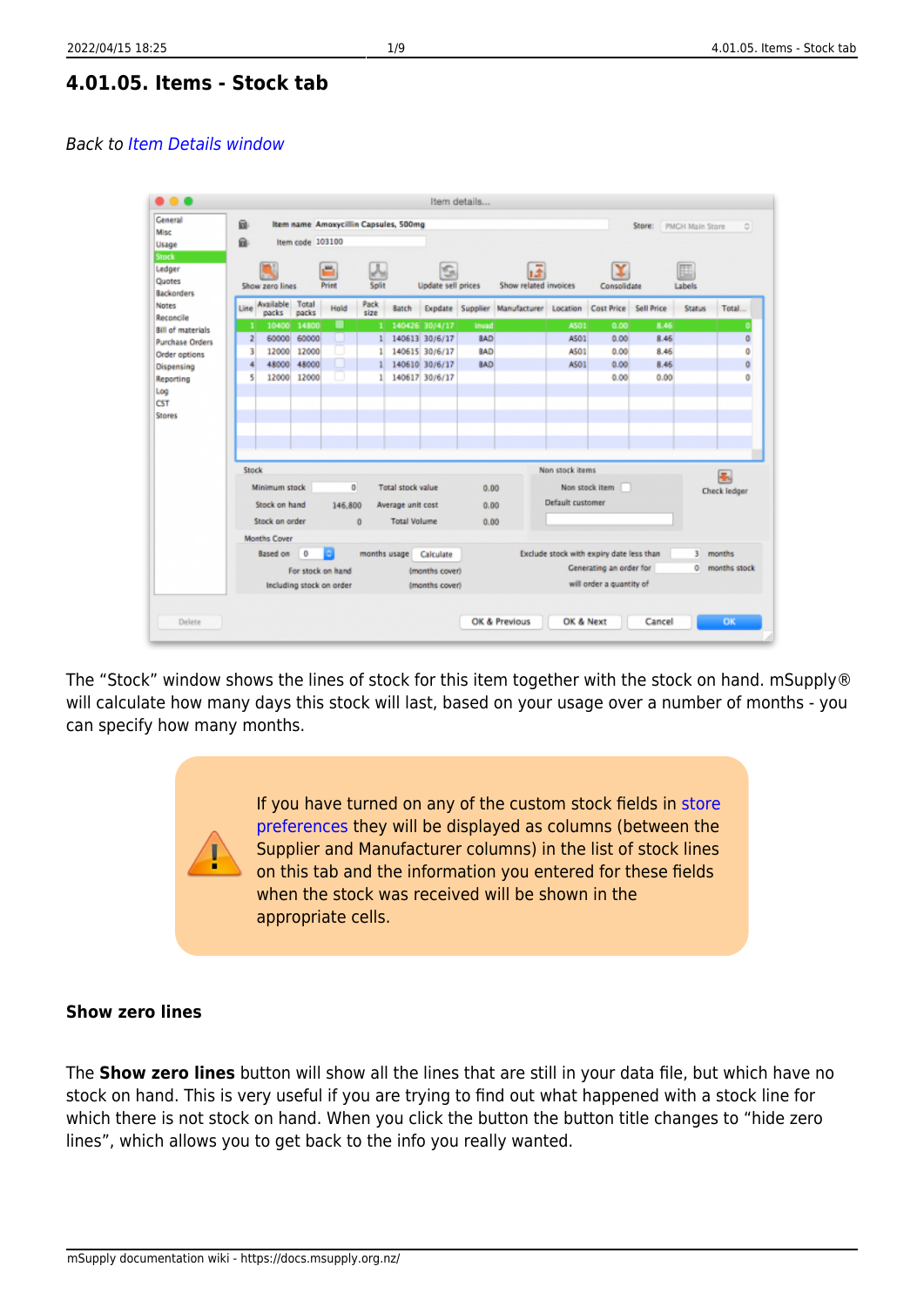# 4.01.05. Items - Stock tab

*Back to Item Details window*

The "Stock" window shows the lines of stock for this item together with the stock on hand. mSupply® will calculate how many days this stock will last, based on your usage over a number of months - you can specify how many months.

> If you have turned on any of the custom stock fields in store preferences they will be displayed as columns (between the Supplier and Manufacturer columns) in the list of stock lines on this tab and the information you entered for these fields when the stock was received will be shown in the appropriate cells.

## Show zero lines

The **Show zero lines** button will show all the lines that are still in your data file, but which have no stock on hand. This is very useful if you are trying to find out what happened with a stock line for which there is not stock on hand. When you click the button the button title changes to "hide zero lines", which allows you to get back to the info you really wanted.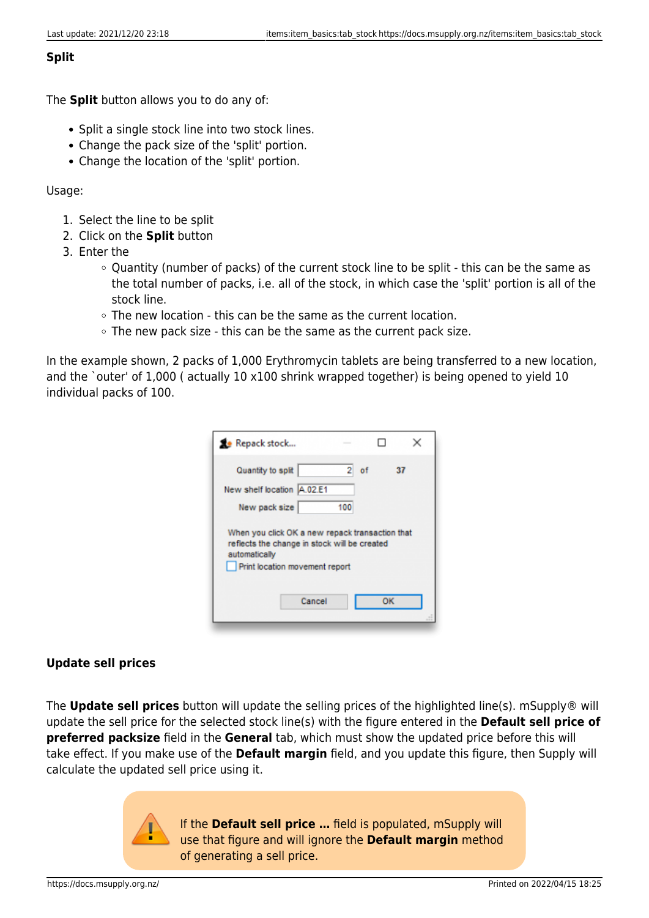### Split

The **Split** button allows you to do any of:

- Split a single stock line into two stock lines.
- Change the pack size of the 'split' portion.
- Change the location of the 'split' portion.

Usage:

1. Select the line to be split
2. Click on the **Split** button
3. Enter the
   - Quantity (number of packs) of the current stock line to be split - this can be the same as the total number of packs, i.e. all of the stock, in which case the 'split' portion is all of the stock line.
   - The new location - this can be the same as the current location.
   - The new pack size - this can be the same as the current pack size.

In the example shown, 2 packs of 1,000 Erythromycin tablets are being transferred to a new location, and the `outer' of 1,000 ( actually 10 x100 shrink wrapped together) is being opened to yield 10 individual packs of 100.

### Update sell prices

The **Update sell prices** button will update the selling prices of the highlighted line(s). mSupply® will update the sell price for the selected stock line(s) with the figure entered in the **Default sell price of preferred packsize** field in the **General** tab, which must show the updated price before this will take effect. If you make use of the **Default margin** field, and you update this figure, then Supply will calculate the updated sell price using it.

> If the **Default sell price ...** field is populated, mSupply will use that figure and will ignore the **Default margin** method of generating a sell price.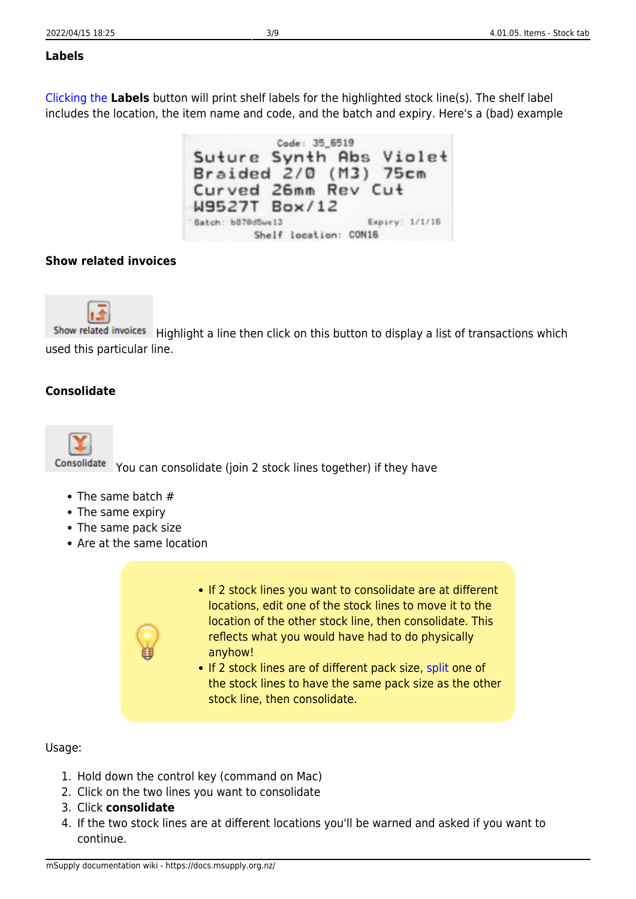### Labels

Clicking the **Labels** button will print shelf labels for the highlighted stock line(s). The shelf label includes the location, the item name and code, and the batch and expiry. Here's a (bad) example

### Show related invoices

Highlight a line then click on this button to display a list of transactions which used this particular line.

### Consolidate

You can consolidate (join 2 stock lines together) if they have

- The same batch #
- The same expiry
- The same pack size
- Are at the same location

> - If 2 stock lines you want to consolidate are at different locations, edit one of the stock lines to move it to the location of the other stock line, then consolidate. This reflects what you would have had to do physically anyhow!
> - If 2 stock lines are of different pack size, split one of the stock lines to have the same pack size as the other stock line, then consolidate.

Usage:

1. Hold down the control key (command on Mac)
2. Click on the two lines you want to consolidate
3. Click **consolidate**
4. If the two stock lines are at different locations you'll be warned and asked if you want to continue.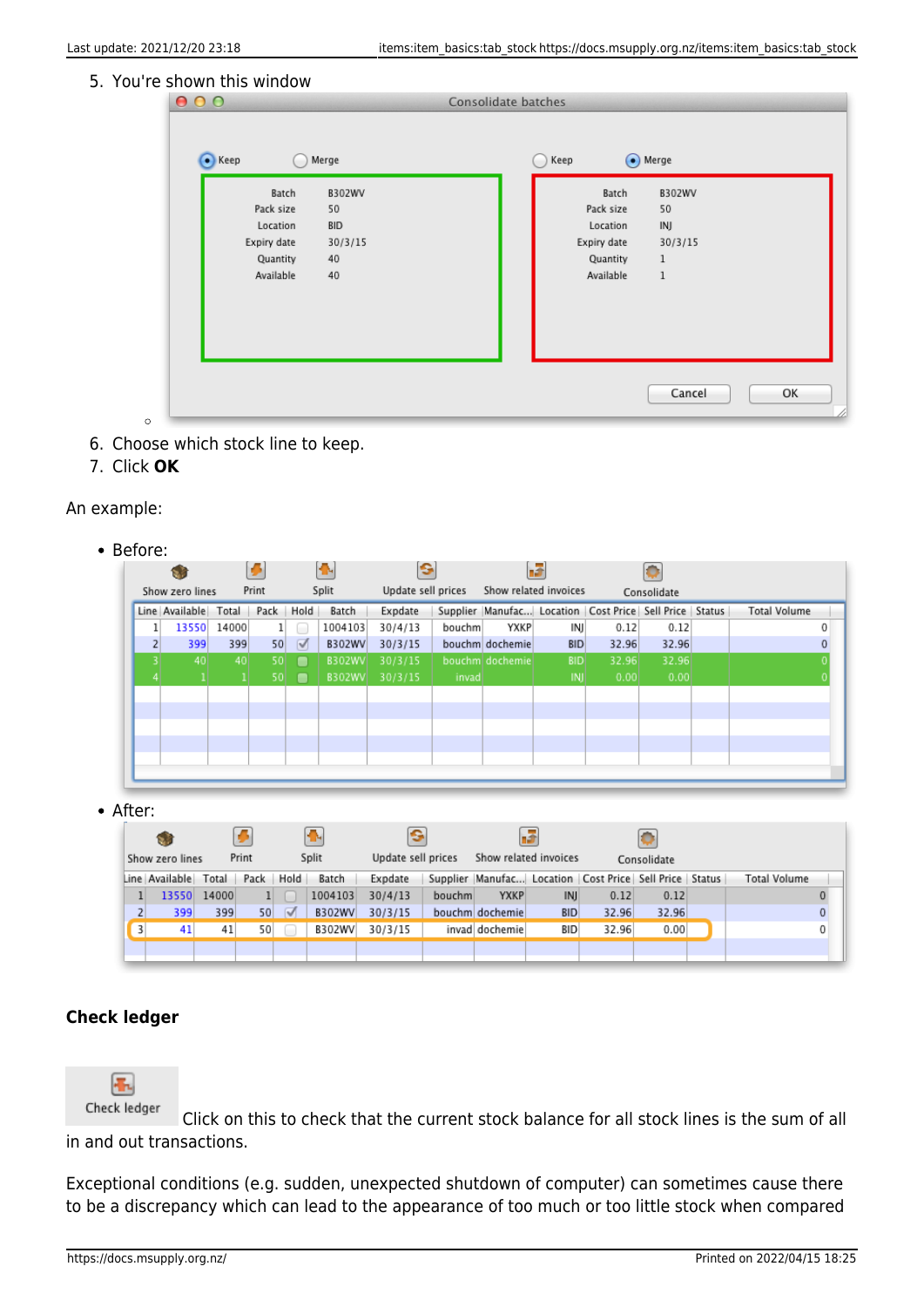5. You're shown this window

| Keep (selected) | Merge |
|---|---|
| Batch | B302WV |
| Pack size | 50 |
| Location | BID |
| Expiry date | 30/3/15 |
| Quantity | 40 |
| Available | 40 |

| Keep | Merge (selected) |
|---|---|
| Batch | B302WV |
| Pack size | 50 |
| Location | INJ |
| Expiry date | 30/3/15 |
| Quantity | 1 |
| Available | 1 |

6. Choose which stock line to keep.
7. Click **OK**

An example:

- Before:

| Line | Available | Total | Pack | Hold | Batch | Expdate | Supplier | Manufac... | Location | Cost Price | Sell Price | Status | Total Volume |
|---|---|---|---|---|---|---|---|---|---|---|---|---|---|
| 1 | 13550 | 14000 | 1 | | 1004103 | 30/4/13 | bouchm | YXKP | INJ | 0.12 | 0.12 | | 0 |
| 2 | 399 | 399 | 50 | ✓ | B302WV | 30/3/15 | bouchm | dochemie | BID | 32.96 | 32.96 | | 0 |
| 3 | 40 | 40 | 50 | | B302WV | 30/3/15 | bouchm | dochemie | BID | 32.96 | 32.96 | | 0 |
| 4 | 1 | 1 | 50 | | B302WV | 30/3/15 | invad | | INJ | 0.00 | 0.00 | | 0 |

- After:

| Line | Available | Total | Pack | Hold | Batch | Expdate | Supplier | Manufac... | Location | Cost Price | Sell Price | Status | Total Volume |
|---|---|---|---|---|---|---|---|---|---|---|---|---|---|
| 1 | 13550 | 14000 | 1 | | 1004103 | 30/4/13 | bouchm | YXKP | INJ | 0.12 | 0.12 | | 0 |
| 2 | 399 | 399 | 50 | ✓ | B302WV | 30/3/15 | bouchm | dochemie | BID | 32.96 | 32.96 | | 0 |
| 3 | 41 | 41 | 50 | | B302WV | 30/3/15 | invad | dochemie | BID | 32.96 | 0.00 | | 0 |

### Check ledger

Check ledger: Click on this to check that the current stock balance for all stock lines is the sum of all in and out transactions.

Exceptional conditions (e.g. sudden, unexpected shutdown of computer) can sometimes cause there to be a discrepancy which can lead to the appearance of too much or too little stock when compared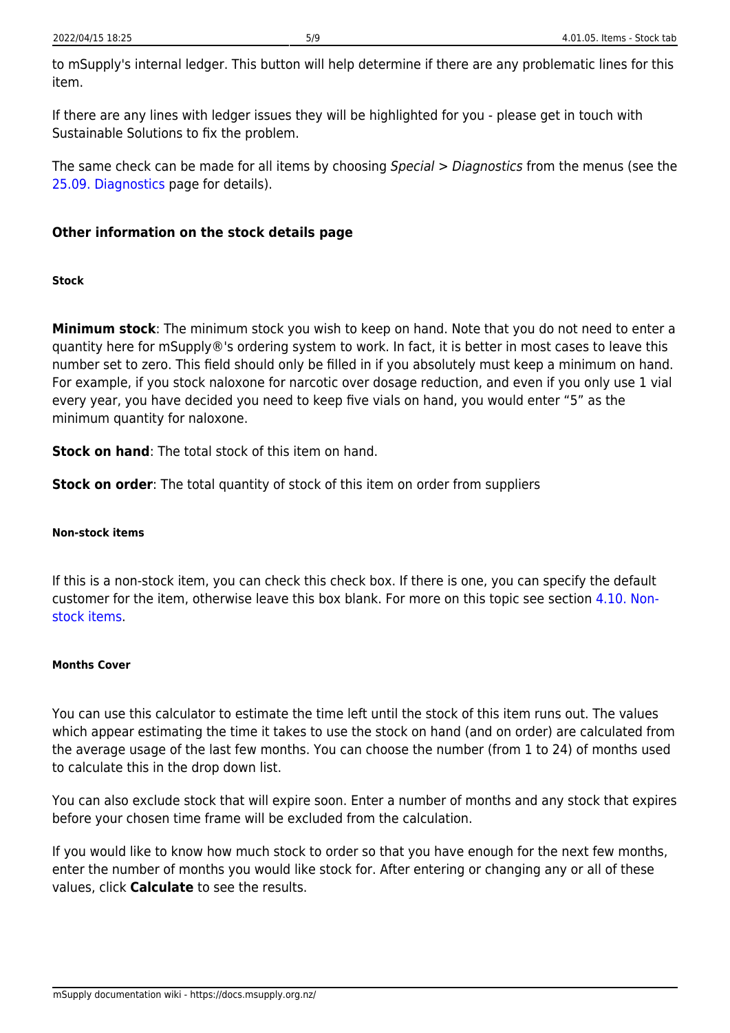to mSupply's internal ledger. This button will help determine if there are any problematic lines for this item.

If there are any lines with ledger issues they will be highlighted for you - please get in touch with Sustainable Solutions to fix the problem.

The same check can be made for all items by choosing *Special > Diagnostics* from the menus (see the 25.09. Diagnostics page for details).

### Other information on the stock details page

##### Stock

**Minimum stock**: The minimum stock you wish to keep on hand. Note that you do not need to enter a quantity here for mSupply®'s ordering system to work. In fact, it is better in most cases to leave this number set to zero. This field should only be filled in if you absolutely must keep a minimum on hand. For example, if you stock naloxone for narcotic over dosage reduction, and even if you only use 1 vial every year, you have decided you need to keep five vials on hand, you would enter “5” as the minimum quantity for naloxone.

**Stock on hand**: The total stock of this item on hand.

**Stock on order**: The total quantity of stock of this item on order from suppliers

##### Non-stock items

If this is a non-stock item, you can check this check box. If there is one, you can specify the default customer for the item, otherwise leave this box blank. For more on this topic see section 4.10. Non-stock items.

##### Months Cover

You can use this calculator to estimate the time left until the stock of this item runs out. The values which appear estimating the time it takes to use the stock on hand (and on order) are calculated from the average usage of the last few months. You can choose the number (from 1 to 24) of months used to calculate this in the drop down list.

You can also exclude stock that will expire soon. Enter a number of months and any stock that expires before your chosen time frame will be excluded from the calculation.

If you would like to know how much stock to order so that you have enough for the next few months, enter the number of months you would like stock for. After entering or changing any or all of these values, click **Calculate** to see the results.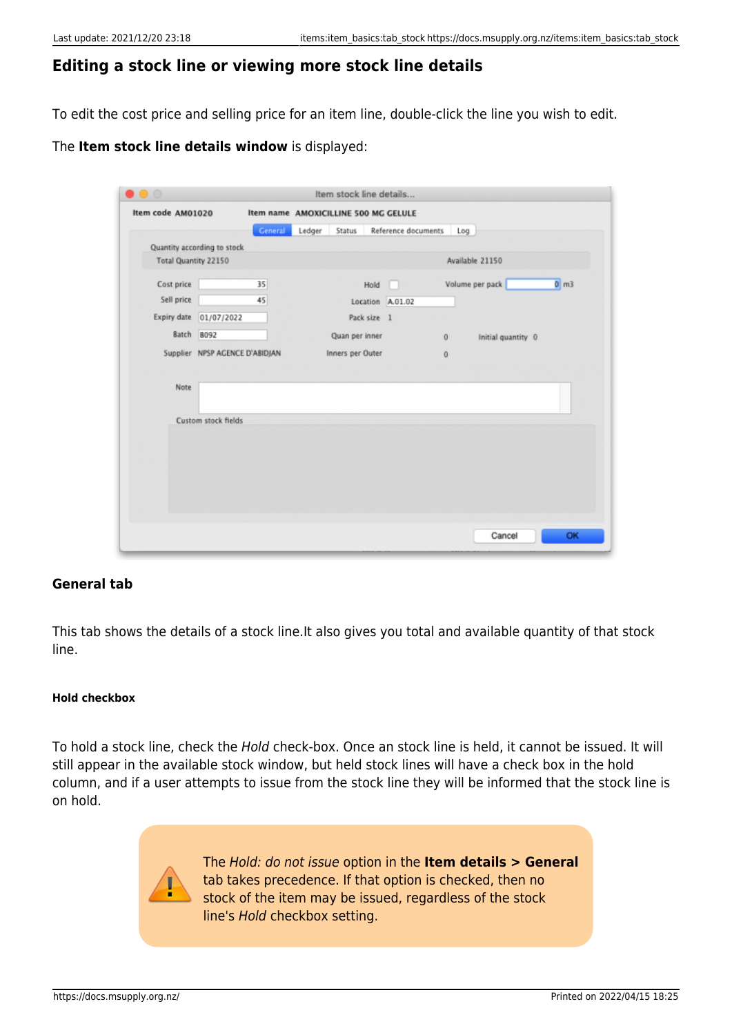## Editing a stock line or viewing more stock line details

To edit the cost price and selling price for an item line, double-click the line you wish to edit.

The **Item stock line details window** is displayed:

### General tab

This tab shows the details of a stock line.It also gives you total and available quantity of that stock line.

#### Hold checkbox

To hold a stock line, check the *Hold* check-box. Once an stock line is held, it cannot be issued. It will still appear in the available stock window, but held stock lines will have a check box in the hold column, and if a user attempts to issue from the stock line they will be informed that the stock line is on hold.

> The *Hold: do not issue* option in the **Item details > General** tab takes precedence. If that option is checked, then no stock of the item may be issued, regardless of the stock line's *Hold* checkbox setting.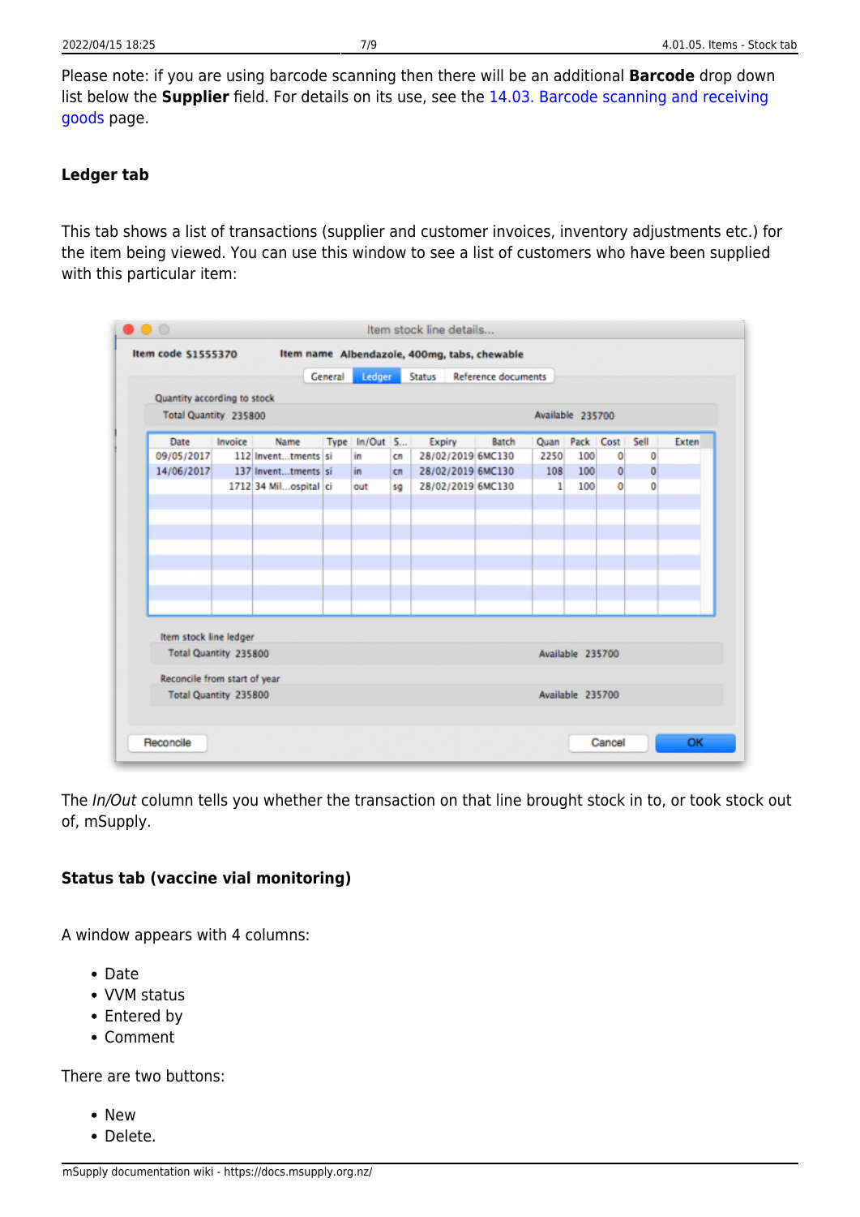Please note: if you are using barcode scanning then there will be an additional **Barcode** drop down list below the **Supplier** field. For details on its use, see the 14.03. Barcode scanning and receiving goods page.

### Ledger tab

This tab shows a list of transactions (supplier and customer invoices, inventory adjustments etc.) for the item being viewed. You can use this window to see a list of customers who have been supplied with this particular item:

The *In/Out* column tells you whether the transaction on that line brought stock in to, or took stock out of, mSupply.

### Status tab (vaccine vial monitoring)

A window appears with 4 columns:

- Date
- VVM status
- Entered by
- Comment

There are two buttons:

- New
- Delete.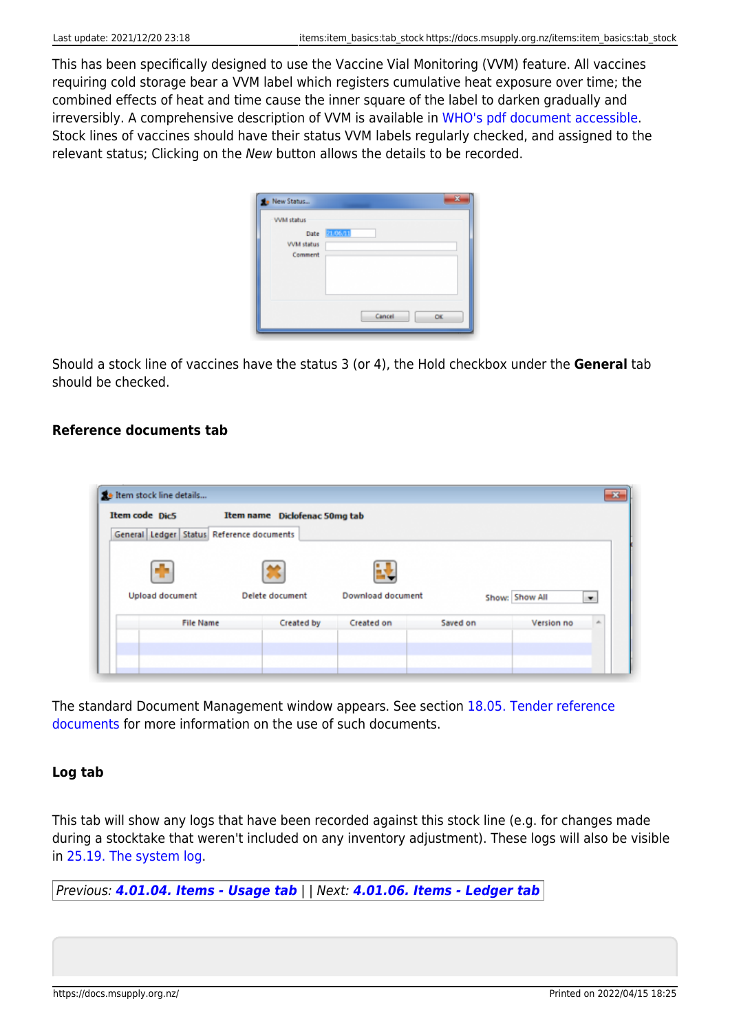This has been specifically designed to use the Vaccine Vial Monitoring (VVM) feature. All vaccines requiring cold storage bear a VVM label which registers cumulative heat exposure over time; the combined effects of heat and time cause the inner square of the label to darken gradually and irreversibly. A comprehensive description of VVM is available in WHO's pdf document accessible. Stock lines of vaccines should have their status VVM labels regularly checked, and assigned to the relevant status; Clicking on the *New* button allows the details to be recorded.

Should a stock line of vaccines have the status 3 (or 4), the Hold checkbox under the **General** tab should be checked.

#### Reference documents tab

The standard Document Management window appears. See section 18.05. Tender reference documents for more information on the use of such documents.

#### Log tab

This tab will show any logs that have been recorded against this stock line (e.g. for changes made during a stocktake that weren't included on any inventory adjustment). These logs will also be visible in 25.19. The system log.

*Previous: **4.01.04. Items - Usage tab** | | Next: **4.01.06. Items - Ledger tab***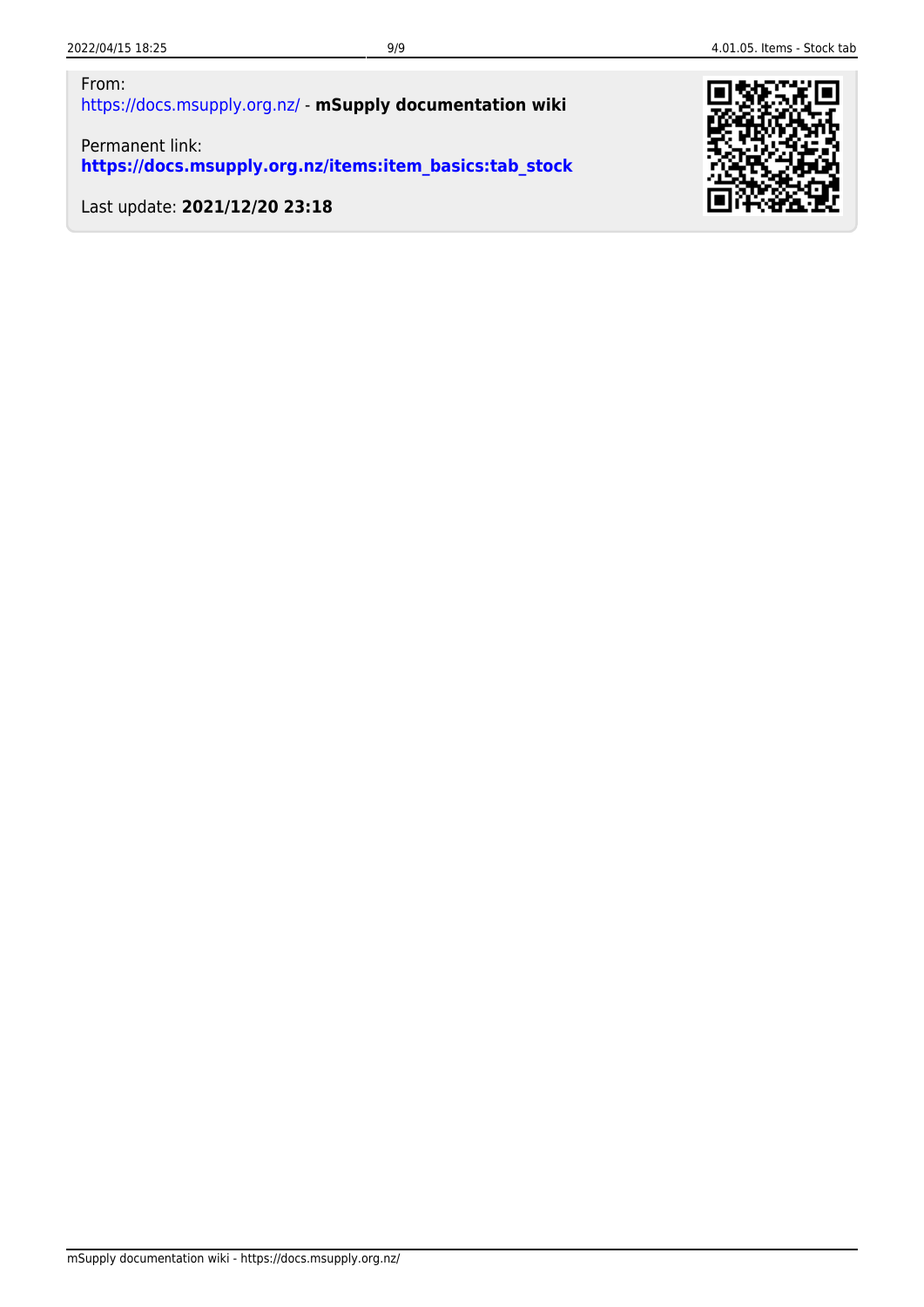From:
https://docs.msupply.org.nz/ - **mSupply documentation wiki**

Permanent link:
**https://docs.msupply.org.nz/items:item_basics:tab_stock**

Last update: **2021/12/20 23:18**